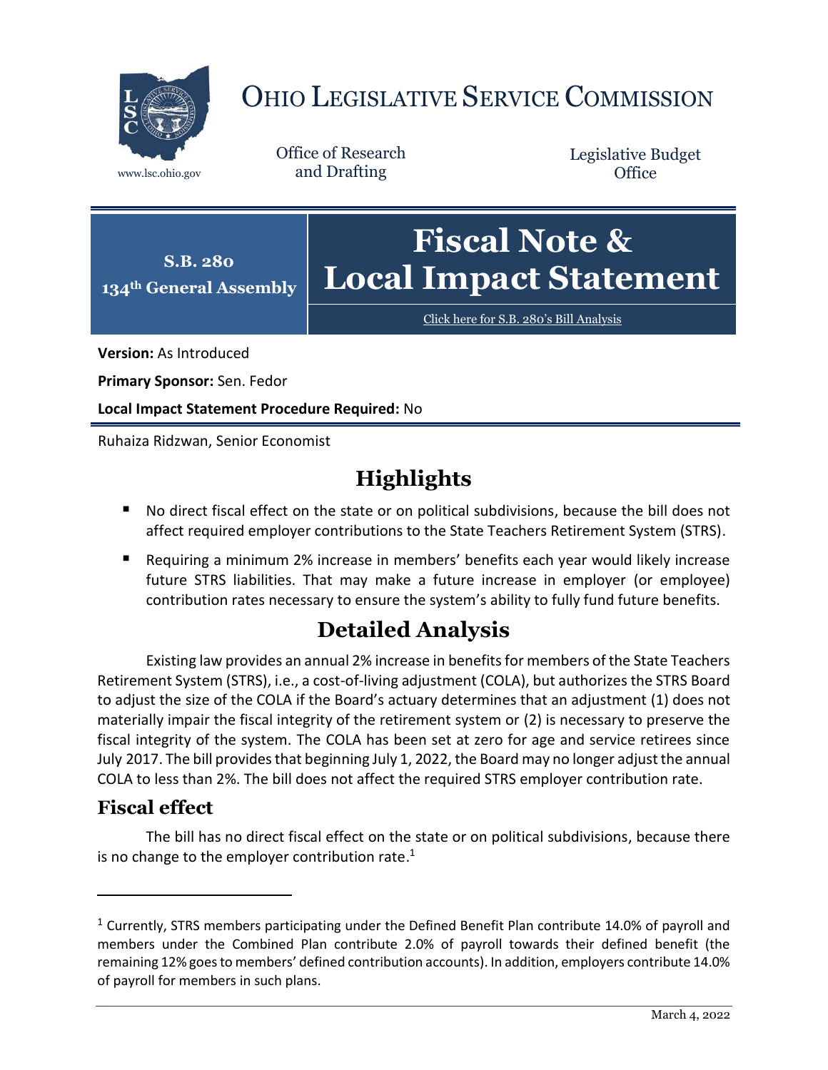# OHIO LEGISLATIVE SERVICE COMMISSION

www.lsc.ohio.gov

Office of Research and Drafting

Legislative Budget Office

**S.B. 280**
**134th General Assembly**

# Fiscal Note & Local Impact Statement

Click here for S.B. 280's Bill Analysis

**Version:** As Introduced

**Primary Sponsor:** Sen. Fedor

**Local Impact Statement Procedure Required:** No

Ruhaiza Ridzwan, Senior Economist

## Highlights

- No direct fiscal effect on the state or on political subdivisions, because the bill does not affect required employer contributions to the State Teachers Retirement System (STRS).
- Requiring a minimum 2% increase in members' benefits each year would likely increase future STRS liabilities. That may make a future increase in employer (or employee) contribution rates necessary to ensure the system's ability to fully fund future benefits.

## Detailed Analysis

Existing law provides an annual 2% increase in benefits for members of the State Teachers Retirement System (STRS), i.e., a cost-of-living adjustment (COLA), but authorizes the STRS Board to adjust the size of the COLA if the Board's actuary determines that an adjustment (1) does not materially impair the fiscal integrity of the retirement system or (2) is necessary to preserve the fiscal integrity of the system. The COLA has been set at zero for age and service retirees since July 2017. The bill provides that beginning July 1, 2022, the Board may no longer adjust the annual COLA to less than 2%. The bill does not affect the required STRS employer contribution rate.

### Fiscal effect

The bill has no direct fiscal effect on the state or on political subdivisions, because there is no change to the employer contribution rate.[1]

[1] Currently, STRS members participating under the Defined Benefit Plan contribute 14.0% of payroll and members under the Combined Plan contribute 2.0% of payroll towards their defined benefit (the remaining 12% goes to members' defined contribution accounts). In addition, employers contribute 14.0% of payroll for members in such plans.

March 4, 2022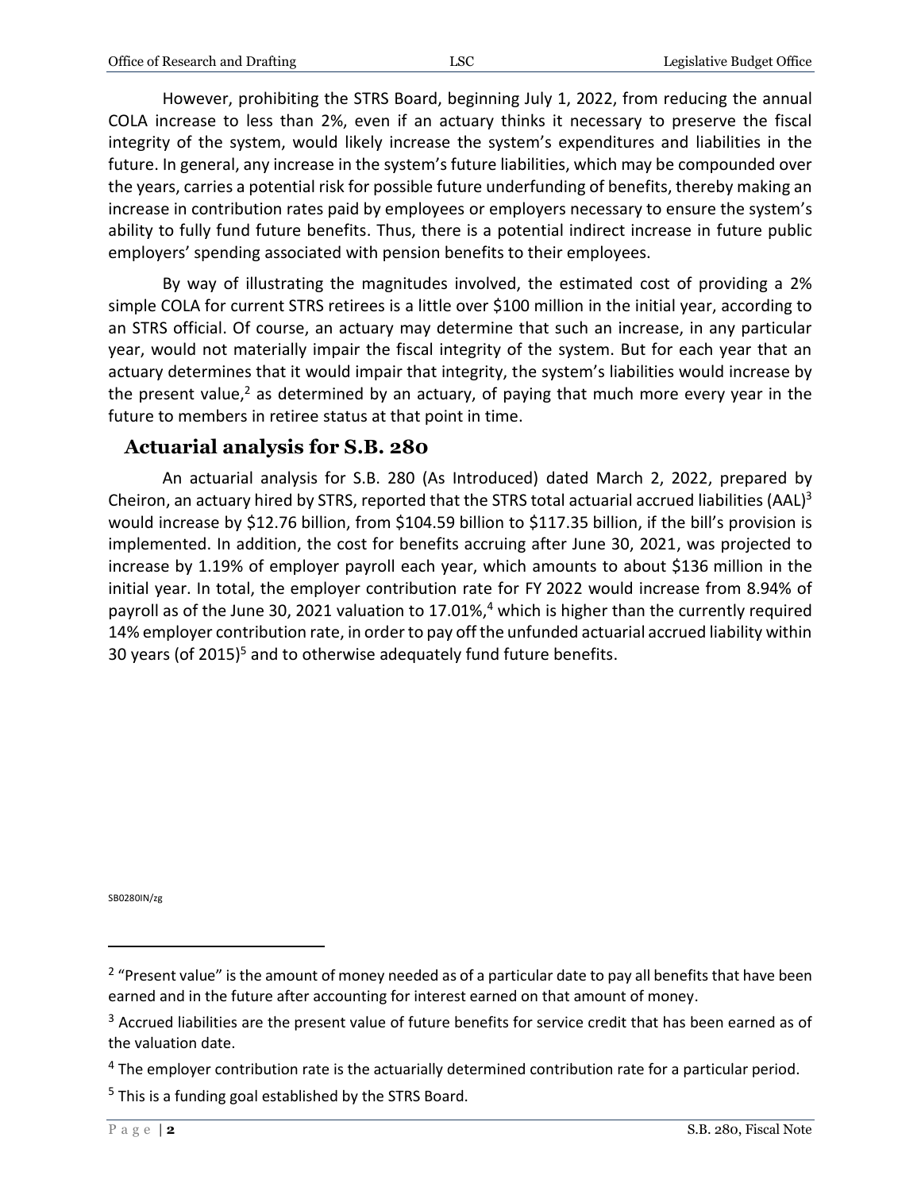However, prohibiting the STRS Board, beginning July 1, 2022, from reducing the annual COLA increase to less than 2%, even if an actuary thinks it necessary to preserve the fiscal integrity of the system, would likely increase the system's expenditures and liabilities in the future. In general, any increase in the system's future liabilities, which may be compounded over the years, carries a potential risk for possible future underfunding of benefits, thereby making an increase in contribution rates paid by employees or employers necessary to ensure the system's ability to fully fund future benefits. Thus, there is a potential indirect increase in future public employers' spending associated with pension benefits to their employees.

By way of illustrating the magnitudes involved, the estimated cost of providing a 2% simple COLA for current STRS retirees is a little over $100 million in the initial year, according to an STRS official. Of course, an actuary may determine that such an increase, in any particular year, would not materially impair the fiscal integrity of the system. But for each year that an actuary determines that it would impair that integrity, the system's liabilities would increase by the present value,[2] as determined by an actuary, of paying that much more every year in the future to members in retiree status at that point in time.

## Actuarial analysis for S.B. 280

An actuarial analysis for S.B. 280 (As Introduced) dated March 2, 2022, prepared by Cheiron, an actuary hired by STRS, reported that the STRS total actuarial accrued liabilities (AAL)[3] would increase by $12.76 billion, from $104.59 billion to $117.35 billion, if the bill's provision is implemented. In addition, the cost for benefits accruing after June 30, 2021, was projected to increase by 1.19% of employer payroll each year, which amounts to about $136 million in the initial year. In total, the employer contribution rate for FY 2022 would increase from 8.94% of payroll as of the June 30, 2021 valuation to 17.01%,[4] which is higher than the currently required 14% employer contribution rate, in order to pay off the unfunded actuarial accrued liability within 30 years (of 2015)[5] and to otherwise adequately fund future benefits.

SB0280IN/zg

---

[2] "Present value" is the amount of money needed as of a particular date to pay all benefits that have been earned and in the future after accounting for interest earned on that amount of money.

[3] Accrued liabilities are the present value of future benefits for service credit that has been earned as of the valuation date.

[4] The employer contribution rate is the actuarially determined contribution rate for a particular period.

[5] This is a funding goal established by the STRS Board.